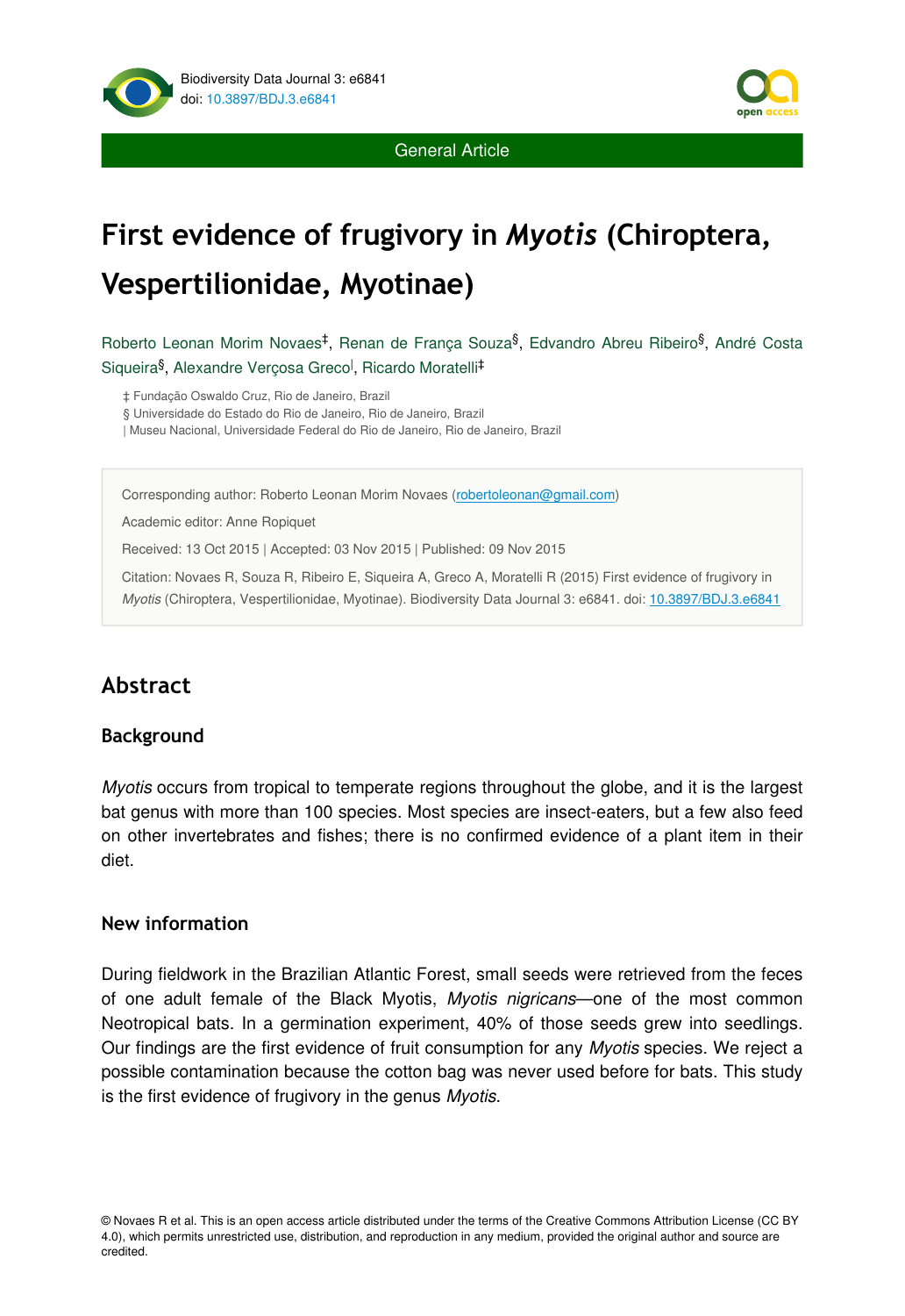General Article

# First evidence of frugivory in *Myotis* (Chiroptera, Vespertilionidae, Myotinae)

Roberto Leonan Morim Novaes[‡], Renan de França Souza[§], Edvandro Abreu Ribeiro[§], André Costa Siqueira[§], Alexandre Verçosa Greco[|], Ricardo Moratelli[‡]

‡ Fundação Oswaldo Cruz, Rio de Janeiro, Brazil
§ Universidade do Estado do Rio de Janeiro, Rio de Janeiro, Brazil
| Museu Nacional, Universidade Federal do Rio de Janeiro, Rio de Janeiro, Brazil

Corresponding author: Roberto Leonan Morim Novaes (robertoleonan@gmail.com)

Academic editor: Anne Ropiquet

Received: 13 Oct 2015 | Accepted: 03 Nov 2015 | Published: 09 Nov 2015

Citation: Novaes R, Souza R, Ribeiro E, Siqueira A, Greco A, Moratelli R (2015) First evidence of frugivory in *Myotis* (Chiroptera, Vespertilionidae, Myotinae). Biodiversity Data Journal 3: e6841. doi: 10.3897/BDJ.3.e6841

## Abstract

### Background

*Myotis* occurs from tropical to temperate regions throughout the globe, and it is the largest bat genus with more than 100 species. Most species are insect-eaters, but a few also feed on other invertebrates and fishes; there is no confirmed evidence of a plant item in their diet.

### New information

During fieldwork in the Brazilian Atlantic Forest, small seeds were retrieved from the feces of one adult female of the Black Myotis, *Myotis nigricans*—one of the most common Neotropical bats. In a germination experiment, 40% of those seeds grew into seedlings. Our findings are the first evidence of fruit consumption for any *Myotis* species. We reject a possible contamination because the cotton bag was never used before for bats. This study is the first evidence of frugivory in the genus *Myotis*.

© Novaes R et al. This is an open access article distributed under the terms of the Creative Commons Attribution License (CC BY 4.0), which permits unrestricted use, distribution, and reproduction in any medium, provided the original author and source are credited.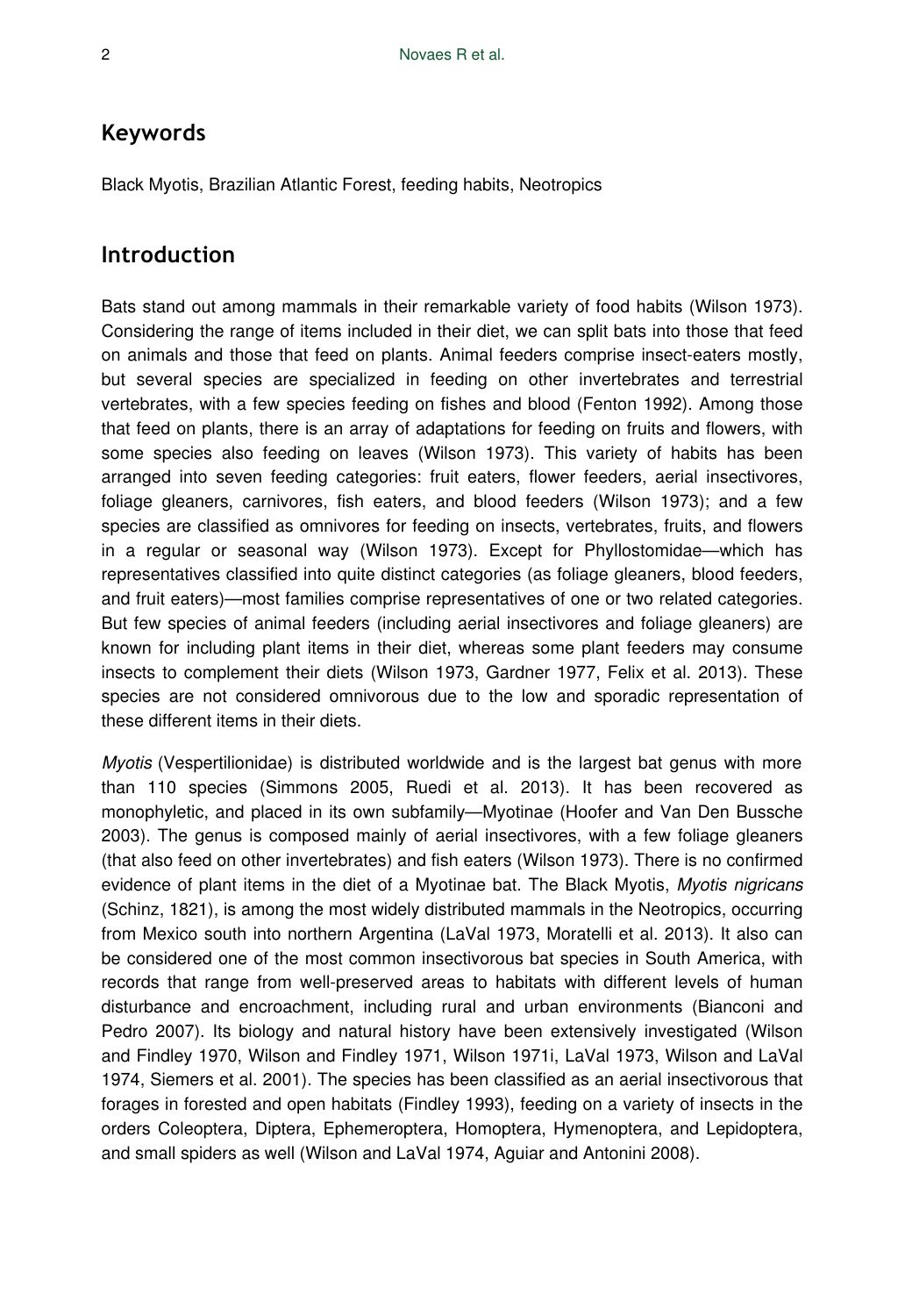## Keywords

Black Myotis, Brazilian Atlantic Forest, feeding habits, Neotropics

## Introduction

Bats stand out among mammals in their remarkable variety of food habits (Wilson 1973). Considering the range of items included in their diet, we can split bats into those that feed on animals and those that feed on plants. Animal feeders comprise insect-eaters mostly, but several species are specialized in feeding on other invertebrates and terrestrial vertebrates, with a few species feeding on fishes and blood (Fenton 1992). Among those that feed on plants, there is an array of adaptations for feeding on fruits and flowers, with some species also feeding on leaves (Wilson 1973). This variety of habits has been arranged into seven feeding categories: fruit eaters, flower feeders, aerial insectivores, foliage gleaners, carnivores, fish eaters, and blood feeders (Wilson 1973); and a few species are classified as omnivores for feeding on insects, vertebrates, fruits, and flowers in a regular or seasonal way (Wilson 1973). Except for Phyllostomidae—which has representatives classified into quite distinct categories (as foliage gleaners, blood feeders, and fruit eaters)—most families comprise representatives of one or two related categories. But few species of animal feeders (including aerial insectivores and foliage gleaners) are known for including plant items in their diet, whereas some plant feeders may consume insects to complement their diets (Wilson 1973, Gardner 1977, Felix et al. 2013). These species are not considered omnivorous due to the low and sporadic representation of these different items in their diets.

*Myotis* (Vespertilionidae) is distributed worldwide and is the largest bat genus with more than 110 species (Simmons 2005, Ruedi et al. 2013). It has been recovered as monophyletic, and placed in its own subfamily—Myotinae (Hoofer and Van Den Bussche 2003). The genus is composed mainly of aerial insectivores, with a few foliage gleaners (that also feed on other invertebrates) and fish eaters (Wilson 1973). There is no confirmed evidence of plant items in the diet of a Myotinae bat. The Black Myotis, *Myotis nigricans* (Schinz, 1821), is among the most widely distributed mammals in the Neotropics, occurring from Mexico south into northern Argentina (LaVal 1973, Moratelli et al. 2013). It also can be considered one of the most common insectivorous bat species in South America, with records that range from well-preserved areas to habitats with different levels of human disturbance and encroachment, including rural and urban environments (Bianconi and Pedro 2007). Its biology and natural history have been extensively investigated (Wilson and Findley 1970, Wilson and Findley 1971, Wilson 1971i, LaVal 1973, Wilson and LaVal 1974, Siemers et al. 2001). The species has been classified as an aerial insectivorous that forages in forested and open habitats (Findley 1993), feeding on a variety of insects in the orders Coleoptera, Diptera, Ephemeroptera, Homoptera, Hymenoptera, and Lepidoptera, and small spiders as well (Wilson and LaVal 1974, Aguiar and Antonini 2008).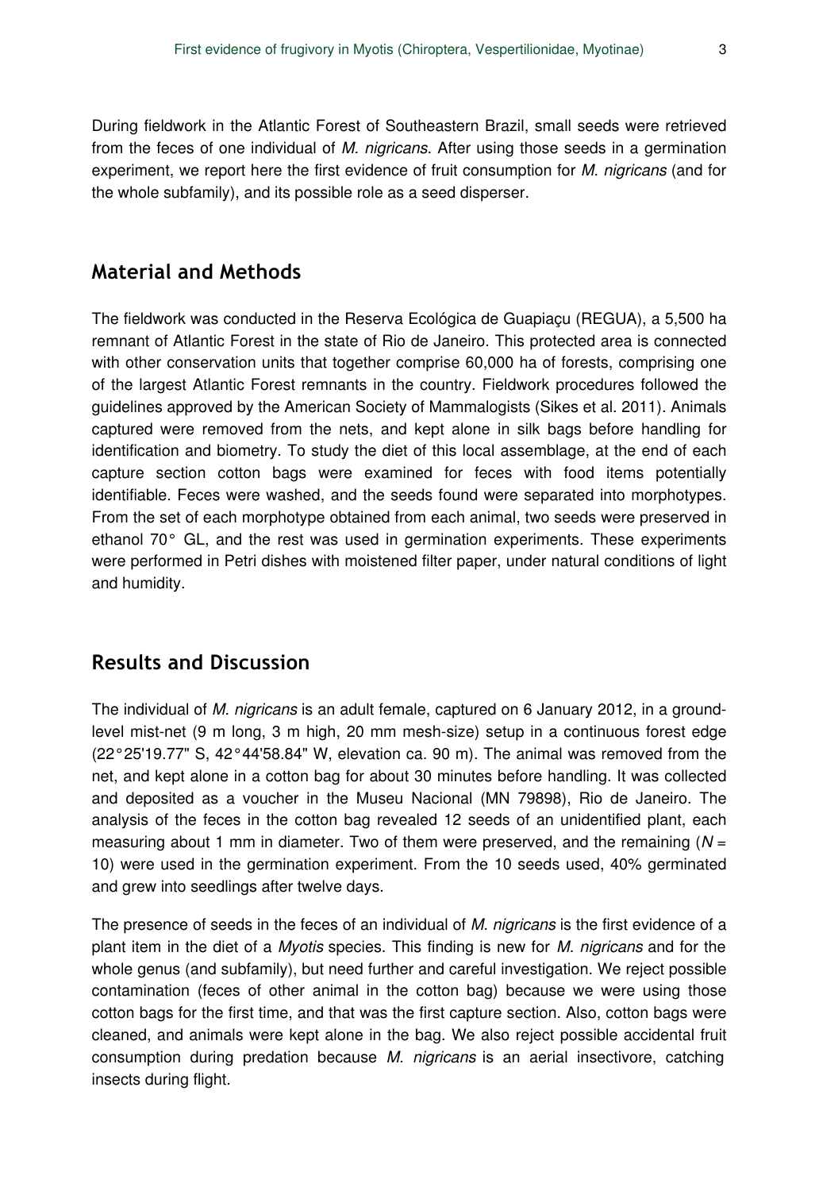During fieldwork in the Atlantic Forest of Southeastern Brazil, small seeds were retrieved from the feces of one individual of *M. nigricans*. After using those seeds in a germination experiment, we report here the first evidence of fruit consumption for *M. nigricans* (and for the whole subfamily), and its possible role as a seed disperser.

## Material and Methods

The fieldwork was conducted in the Reserva Ecológica de Guapiaçu (REGUA), a 5,500 ha remnant of Atlantic Forest in the state of Rio de Janeiro. This protected area is connected with other conservation units that together comprise 60,000 ha of forests, comprising one of the largest Atlantic Forest remnants in the country. Fieldwork procedures followed the guidelines approved by the American Society of Mammalogists (Sikes et al. 2011). Animals captured were removed from the nets, and kept alone in silk bags before handling for identification and biometry. To study the diet of this local assemblage, at the end of each capture section cotton bags were examined for feces with food items potentially identifiable. Feces were washed, and the seeds found were separated into morphotypes. From the set of each morphotype obtained from each animal, two seeds were preserved in ethanol 70° GL, and the rest was used in germination experiments. These experiments were performed in Petri dishes with moistened filter paper, under natural conditions of light and humidity.

## Results and Discussion

The individual of *M. nigricans* is an adult female, captured on 6 January 2012, in a ground-level mist-net (9 m long, 3 m high, 20 mm mesh-size) setup in a continuous forest edge (22°25'19.77" S, 42°44'58.84" W, elevation ca. 90 m). The animal was removed from the net, and kept alone in a cotton bag for about 30 minutes before handling. It was collected and deposited as a voucher in the Museu Nacional (MN 79898), Rio de Janeiro. The analysis of the feces in the cotton bag revealed 12 seeds of an unidentified plant, each measuring about 1 mm in diameter. Two of them were preserved, and the remaining ($N$ = 10) were used in the germination experiment. From the 10 seeds used, 40% germinated and grew into seedlings after twelve days.

The presence of seeds in the feces of an individual of *M. nigricans* is the first evidence of a plant item in the diet of a *Myotis* species. This finding is new for *M. nigricans* and for the whole genus (and subfamily), but need further and careful investigation. We reject possible contamination (feces of other animal in the cotton bag) because we were using those cotton bags for the first time, and that was the first capture section. Also, cotton bags were cleaned, and animals were kept alone in the bag. We also reject possible accidental fruit consumption during predation because *M. nigricans* is an aerial insectivore, catching insects during flight.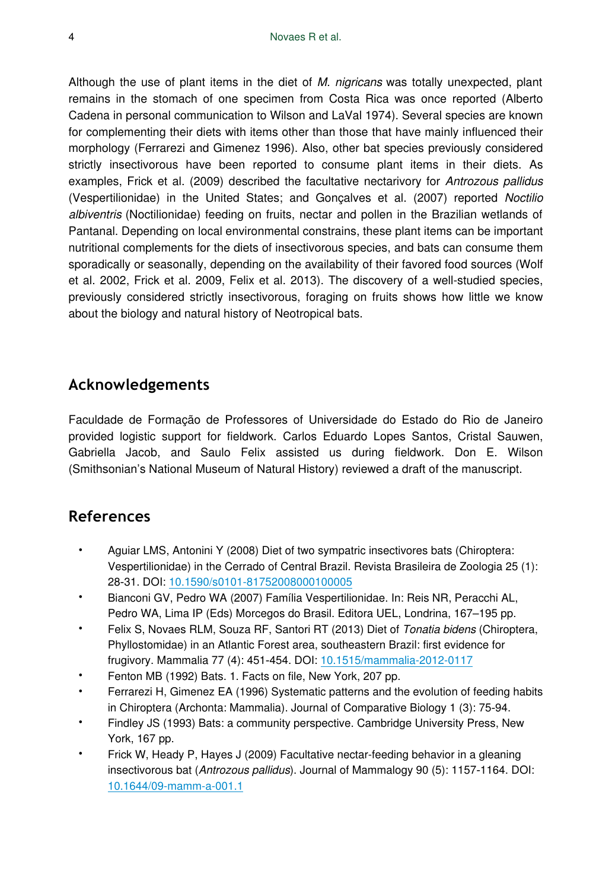Although the use of plant items in the diet of *M. nigricans* was totally unexpected, plant remains in the stomach of one specimen from Costa Rica was once reported (Alberto Cadena in personal communication to Wilson and LaVal 1974). Several species are known for complementing their diets with items other than those that have mainly influenced their morphology (Ferrarezi and Gimenez 1996). Also, other bat species previously considered strictly insectivorous have been reported to consume plant items in their diets. As examples, Frick et al. (2009) described the facultative nectarivory for *Antrozous pallidus* (Vespertilionidae) in the United States; and Gonçalves et al. (2007) reported *Noctilio albiventris* (Noctilionidae) feeding on fruits, nectar and pollen in the Brazilian wetlands of Pantanal. Depending on local environmental constrains, these plant items can be important nutritional complements for the diets of insectivorous species, and bats can consume them sporadically or seasonally, depending on the availability of their favored food sources (Wolf et al. 2002, Frick et al. 2009, Felix et al. 2013). The discovery of a well-studied species, previously considered strictly insectivorous, foraging on fruits shows how little we know about the biology and natural history of Neotropical bats.

## Acknowledgements

Faculdade de Formação de Professores of Universidade do Estado do Rio de Janeiro provided logistic support for fieldwork. Carlos Eduardo Lopes Santos, Cristal Sauwen, Gabriella Jacob, and Saulo Felix assisted us during fieldwork. Don E. Wilson (Smithsonian's National Museum of Natural History) reviewed a draft of the manuscript.

## References

- Aguiar LMS, Antonini Y (2008) Diet of two sympatric insectivores bats (Chiroptera: Vespertilionidae) in the Cerrado of Central Brazil. Revista Brasileira de Zoologia 25 (1): 28-31. DOI: 10.1590/s0101-81752008000100005
- Bianconi GV, Pedro WA (2007) Família Vespertilionidae. In: Reis NR, Peracchi AL, Pedro WA, Lima IP (Eds) Morcegos do Brasil. Editora UEL, Londrina, 167–195 pp.
- Felix S, Novaes RLM, Souza RF, Santori RT (2013) Diet of *Tonatia bidens* (Chiroptera, Phyllostomidae) in an Atlantic Forest area, southeastern Brazil: first evidence for frugivory. Mammalia 77 (4): 451-454. DOI: 10.1515/mammalia-2012-0117
- Fenton MB (1992) Bats. 1. Facts on file, New York, 207 pp.
- Ferrarezi H, Gimenez EA (1996) Systematic patterns and the evolution of feeding habits in Chiroptera (Archonta: Mammalia). Journal of Comparative Biology 1 (3): 75-94.
- Findley JS (1993) Bats: a community perspective. Cambridge University Press, New York, 167 pp.
- Frick W, Heady P, Hayes J (2009) Facultative nectar-feeding behavior in a gleaning insectivorous bat (*Antrozous pallidus*). Journal of Mammalogy 90 (5): 1157-1164. DOI: 10.1644/09-mamm-a-001.1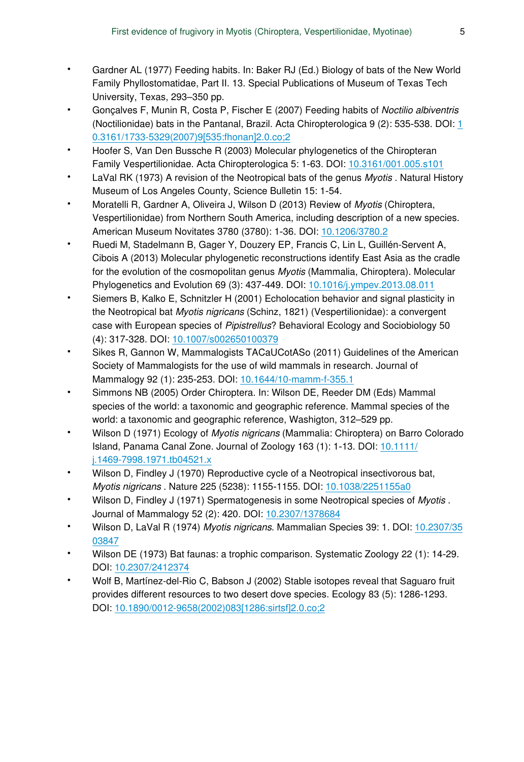- Gardner AL (1977) Feeding habits. In: Baker RJ (Ed.) Biology of bats of the New World Family Phyllostomatidae, Part II. 13. Special Publications of Museum of Texas Tech University, Texas, 293–350 pp.
- Gonçalves F, Munin R, Costa P, Fischer E (2007) Feeding habits of *Noctilio albiventris* (Noctilionidae) bats in the Pantanal, Brazil. Acta Chiropterologica 9 (2): 535-538. DOI: 10.3161/1733-5329(2007)9[535:fhonan]2.0.co;2
- Hoofer S, Van Den Bussche R (2003) Molecular phylogenetics of the Chiropteran Family Vespertilionidae. Acta Chiropterologica 5: 1-63. DOI: 10.3161/001.005.s101
- LaVal RK (1973) A revision of the Neotropical bats of the genus *Myotis* . Natural History Museum of Los Angeles County, Science Bulletin 15: 1-54.
- Moratelli R, Gardner A, Oliveira J, Wilson D (2013) Review of *Myotis* (Chiroptera, Vespertilionidae) from Northern South America, including description of a new species. American Museum Novitates 3780 (3780): 1-36. DOI: 10.1206/3780.2
- Ruedi M, Stadelmann B, Gager Y, Douzery EP, Francis C, Lin L, Guillén-Servent A, Cibois A (2013) Molecular phylogenetic reconstructions identify East Asia as the cradle for the evolution of the cosmopolitan genus *Myotis* (Mammalia, Chiroptera). Molecular Phylogenetics and Evolution 69 (3): 437-449. DOI: 10.1016/j.ympev.2013.08.011
- Siemers B, Kalko E, Schnitzler H (2001) Echolocation behavior and signal plasticity in the Neotropical bat *Myotis nigricans* (Schinz, 1821) (Vespertilionidae): a convergent case with European species of *Pipistrellus*? Behavioral Ecology and Sociobiology 50 (4): 317-328. DOI: 10.1007/s002650100379
- Sikes R, Gannon W, Mammalogists TACaUCotASo (2011) Guidelines of the American Society of Mammalogists for the use of wild mammals in research. Journal of Mammalogy 92 (1): 235-253. DOI: 10.1644/10-mamm-f-355.1
- Simmons NB (2005) Order Chiroptera. In: Wilson DE, Reeder DM (Eds) Mammal species of the world: a taxonomic and geographic reference. Mammal species of the world: a taxonomic and geographic reference, Washigton, 312–529 pp.
- Wilson D (1971) Ecology of *Myotis nigricans* (Mammalia: Chiroptera) on Barro Colorado Island, Panama Canal Zone. Journal of Zoology 163 (1): 1-13. DOI: 10.1111/j.1469-7998.1971.tb04521.x
- Wilson D, Findley J (1970) Reproductive cycle of a Neotropical insectivorous bat, *Myotis nigricans* . Nature 225 (5238): 1155-1155. DOI: 10.1038/2251155a0
- Wilson D, Findley J (1971) Spermatogenesis in some Neotropical species of *Myotis* . Journal of Mammalogy 52 (2): 420. DOI: 10.2307/1378684
- Wilson D, LaVal R (1974) *Myotis nigricans*. Mammalian Species 39: 1. DOI: 10.2307/3503847
- Wilson DE (1973) Bat faunas: a trophic comparison. Systematic Zoology 22 (1): 14-29. DOI: 10.2307/2412374
- Wolf B, Martínez-del-Rio C, Babson J (2002) Stable isotopes reveal that Saguaro fruit provides different resources to two desert dove species. Ecology 83 (5): 1286-1293. DOI: 10.1890/0012-9658(2002)083[1286:sirtsf]2.0.co;2